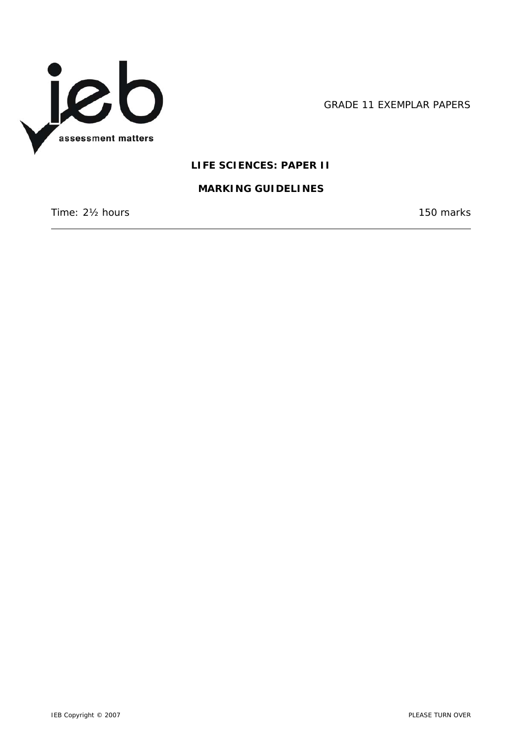GRADE 11 EXEMPLAR PAPERS

# LIFE SCIENCES: PAPER II

## MARKING GUIDELINES

Time: 2½ hours | 150 marks

---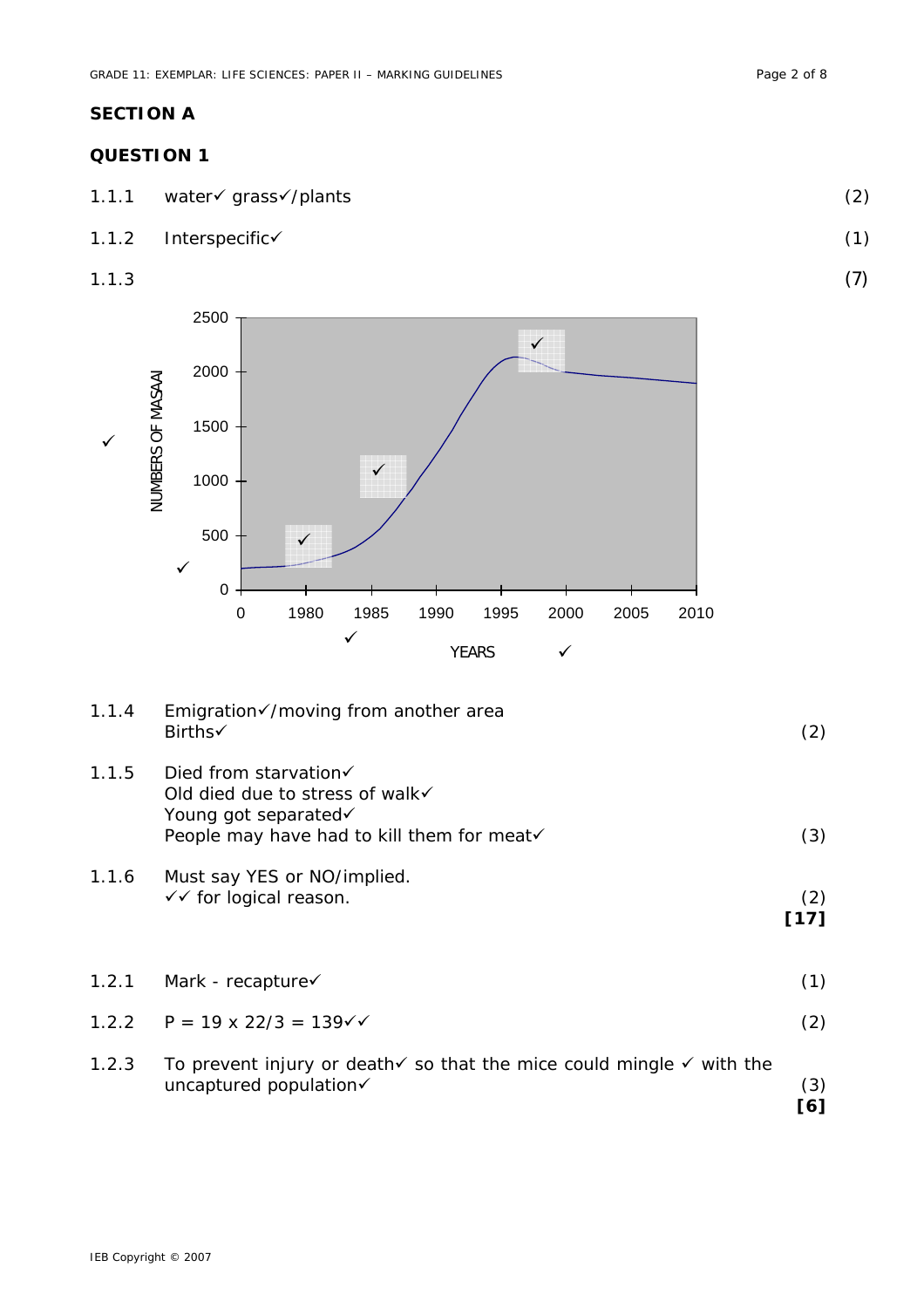## SECTION A

### QUESTION 1

1.1.1 water✓ grass✓/plants (2)

1.1.2 Interspecific✓ (1)

1.1.3 (7)

NUMBERS OF MASAAI ✓ — y-axis: 0, 500, 1000, 1500, 2000, 2500 ✓

YEARS ✓ — x-axis: 0, 1980, 1985, 1990, 1995, 2000, 2005, 2010 ✓

(Graph with ✓ marks at the curve around 1980, 1986 and 1997)

1.1.4 Emigration✓/moving from another area
Births✓ (2)

1.1.5 Died from starvation✓
Old died due to stress of walk✓
Young got separated✓
People may have had to kill them for meat✓ (3)

1.1.6 Must say YES or NO/implied.
✓✓ for logical reason. (2)

**[17]**

1.2.1 Mark - recapture✓ (1)

1.2.2 P = 19 x 22/3 = 139✓✓ (2)

1.2.3 To prevent injury or death✓ so that the mice could mingle ✓ with the uncaptured population✓ (3)

**[6]**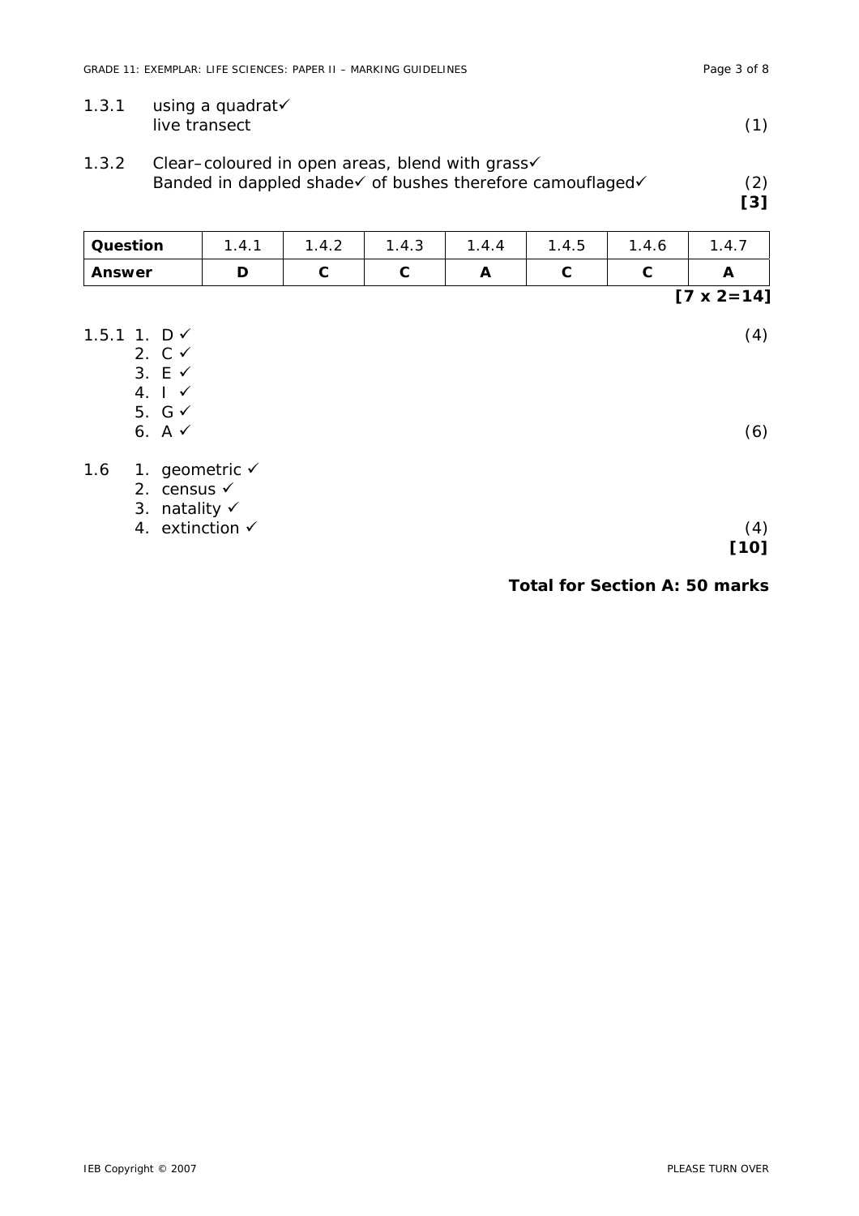1.3.1 using a quadrat✓
live transect (1)

1.3.2 Clear–coloured in open areas, blend with grass✓
Banded in dappled shade✓ of bushes therefore camouflaged✓ (2)
**[3]**

| Question | 1.4.1 | 1.4.2 | 1.4.3 | 1.4.4 | 1.4.5 | 1.4.6 | 1.4.7 |
|---|---|---|---|---|---|---|---|
| **Answer** | **D** | **C** | **C** | **A** | **C** | **C** | **A** |

**[7 x 2=14]**

1.5.1 1. D ✓ (4)
2. C ✓
3. E ✓
4. I ✓
5. G ✓
6. A ✓ (6)

1.6 1. geometric ✓
2. census ✓
3. natality ✓
4. extinction ✓ (4)
**[10]**

**Total for Section A: 50 marks**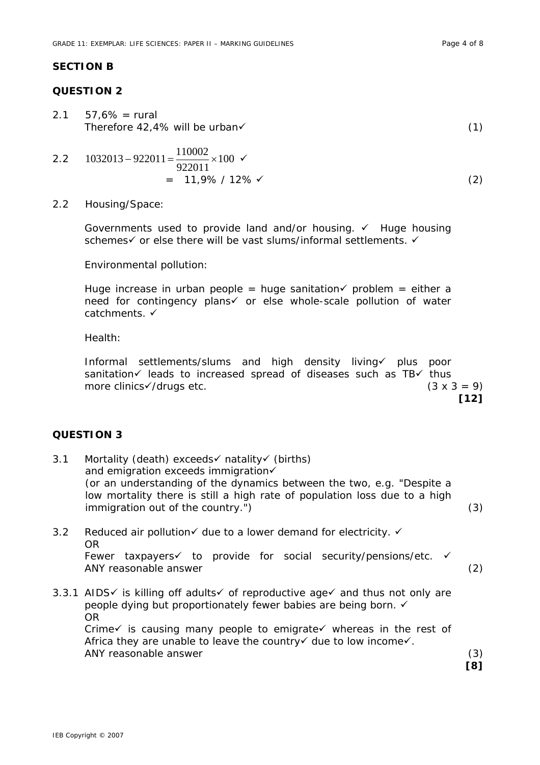## SECTION B

### QUESTION 2

2.1 57,6% = rural
Therefore 42,4% will be urban✓ (1)

2.2 $1032013 - 922011 = \frac{110002}{922011} \times 100$ ✓
= 11,9% / 12% ✓ (2)

2.2 Housing/Space:

Governments used to provide land and/or housing. ✓ Huge housing schemes✓ or else there will be vast slums/informal settlements. ✓

Environmental pollution:

Huge increase in urban people = huge sanitation✓ problem = either a need for contingency plans✓ or else whole-scale pollution of water catchments. ✓

Health:

Informal settlements/slums and high density living✓ plus poor sanitation✓ leads to increased spread of diseases such as TB✓ thus more clinics✓/drugs etc. (3 x 3 = 9)

**[12]**

### QUESTION 3

3.1 Mortality (death) exceeds✓ natality✓ (births)
and emigration exceeds immigration✓
(or an understanding of the dynamics between the two, e.g. "Despite a low mortality there is still a high rate of population loss due to a high immigration out of the country.") (3)

3.2 Reduced air pollution✓ due to a lower demand for electricity. ✓
OR
Fewer taxpayers✓ to provide for social security/pensions/etc. ✓
ANY reasonable answer (2)

3.3.1 AIDS✓ is killing off adults✓ of reproductive age✓ and thus not only are people dying but proportionately fewer babies are being born. ✓
OR
Crime✓ is causing many people to emigrate✓ whereas in the rest of Africa they are unable to leave the country✓ due to low income✓.
ANY reasonable answer (3)

**[8]**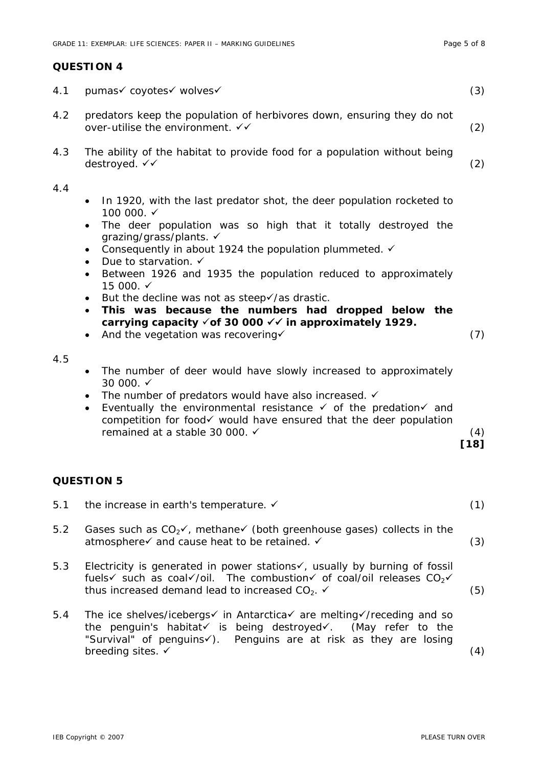## QUESTION 4

4.1 pumas✓ coyotes✓ wolves✓ (3)

4.2 predators keep the population of herbivores down, ensuring they do not over-utilise the environment. ✓✓ (2)

4.3 The ability of the habitat to provide food for a population without being destroyed. ✓✓ (2)

4.4
- In 1920, with the last predator shot, the deer population rocketed to 100 000. ✓
- The deer population was so high that it totally destroyed the grazing/grass/plants. ✓
- Consequently in about 1924 the population plummeted. ✓
- Due to starvation. ✓
- Between 1926 and 1935 the population reduced to approximately 15 000. ✓
- But the decline was not as steep✓/as drastic.
- **This was because the numbers had dropped below the carrying capacity ✓of 30 000 ✓✓ in approximately 1929.**
- And the vegetation was recovering✓

(7)

4.5
- The number of deer would have slowly increased to approximately 30 000. ✓
- The number of predators would have also increased. ✓
- Eventually the environmental resistance ✓ of the predation✓ and competition for food✓ would have ensured that the deer population remained at a stable 30 000. ✓

(4)

**[18]**

## QUESTION 5

5.1 the increase in earth's temperature. ✓ (1)

5.2 Gases such as $CO_2$✓, methane✓ (both greenhouse gases) collects in the atmosphere✓ and cause heat to be retained. ✓ (3)

5.3 Electricity is generated in power stations✓, usually by burning of fossil fuels✓ such as coal✓/oil. The combustion✓ of coal/oil releases $CO_2$✓ thus increased demand lead to increased $CO_2$. ✓ (5)

5.4 The ice shelves/icebergs✓ in Antarctica✓ are melting✓/receding and so the penguin's habitat✓ is being destroyed✓. (May refer to the "Survival" of penguins✓). Penguins are at risk as they are losing breeding sites. ✓ (4)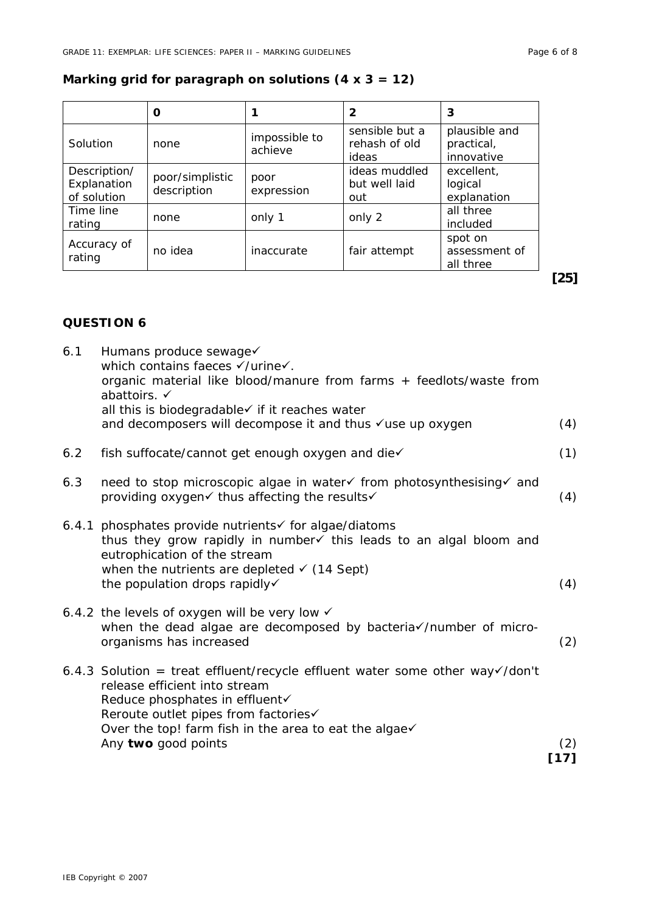**Marking grid for paragraph on solutions (4 x 3 = 12)**

| | 0 | 1 | 2 | 3 |
|---|---|---|---|---|
| Solution | none | impossible to achieve | sensible but a rehash of old ideas | plausible and practical, innovative |
| Description/ Explanation of solution | poor/simplistic description | poor expression | ideas muddled but well laid out | excellent, logical explanation |
| Time line rating | none | only 1 | only 2 | all three included |
| Accuracy of rating | no idea | inaccurate | fair attempt | spot on assessment of all three |

**[25]**

## QUESTION 6

6.1 Humans produce sewage✓
which contains faeces ✓/urine✓.
organic material like blood/manure from farms + feedlots/waste from abattoirs. ✓
all this is biodegradable✓ if it reaches water
and decomposers will decompose it and thus ✓use up oxygen (4)

6.2 fish suffocate/cannot get enough oxygen and die✓ (1)

6.3 need to stop microscopic algae in water✓ from photosynthesising✓ and providing oxygen✓ thus affecting the results✓ (4)

6.4.1 phosphates provide nutrients✓ for algae/diatoms
thus they grow rapidly in number✓ this leads to an algal bloom and eutrophication of the stream
when the nutrients are depleted ✓ (14 Sept)
the population drops rapidly✓ (4)

6.4.2 the levels of oxygen will be very low ✓
when the dead algae are decomposed by bacteria✓/number of micro-organisms has increased (2)

6.4.3 Solution = treat effluent/recycle effluent water some other way✓/don't release efficient into stream
Reduce phosphates in effluent✓
Reroute outlet pipes from factories✓
Over the top! farm fish in the area to eat the algae✓
Any **two** good points (2)

**[17]**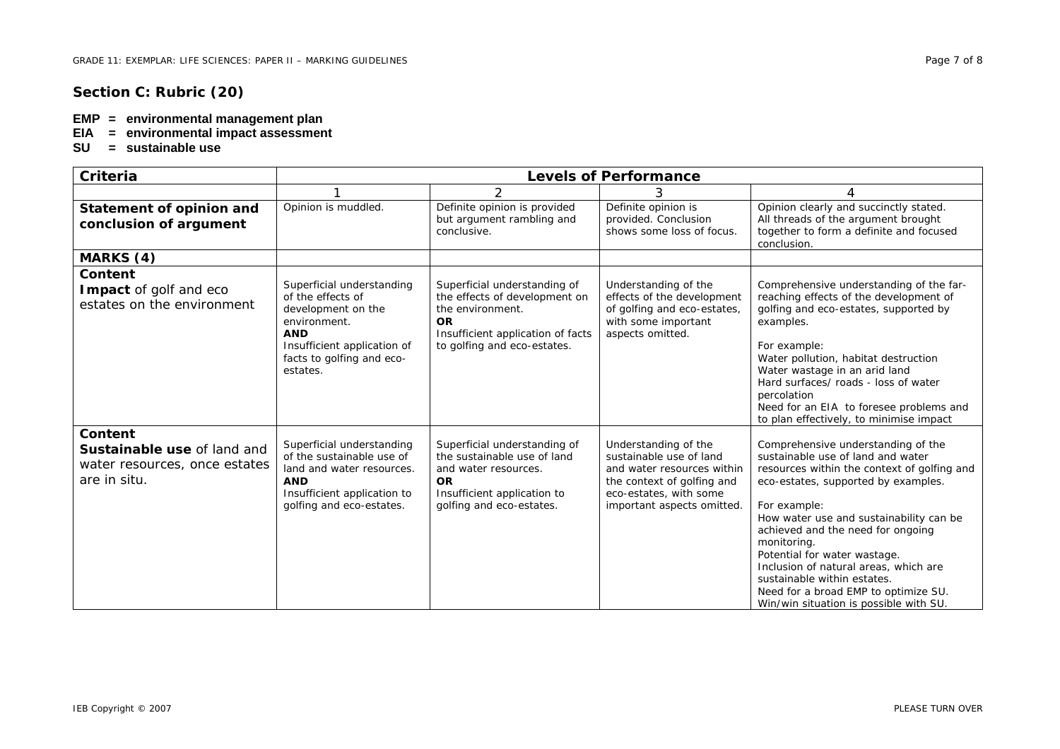## Section C: Rubric (20)

**EMP = environmental management plan**
**EIA = environmental impact assessment**
**SU = sustainable use**

| Criteria | Levels of Performance | | | |
|---|---|---|---|---|
| | 1 | 2 | 3 | 4 |
| **Statement of opinion and conclusion of argument** | Opinion is muddled. | Definite opinion is provided but argument rambling and conclusive. | Definite opinion is provided. Conclusion shows some loss of focus. | Opinion clearly and succinctly stated. All threads of the argument brought together to form a definite and focused conclusion. |
| **MARKS (4)** | | | | |
| **Content** <br> **Impact** of golf and eco estates on the environment | Superficial understanding of the effects of development on the environment. <br> **AND** <br> Insufficient application of facts to golfing and eco-estates. | Superficial understanding of the effects of development on the environment. <br> **OR** <br> Insufficient application of facts to golfing and eco-estates. | Understanding of the effects of the development of golfing and eco-estates, with some important aspects omitted. | Comprehensive understanding of the far-reaching effects of the development of golfing and eco-estates, supported by examples. <br><br> For example: <br> Water pollution, habitat destruction <br> Water wastage in an arid land <br> Hard surfaces/ roads - loss of water percolation <br> Need for an EIA to foresee problems and to plan effectively, to minimise impact |
| **Content** <br> **Sustainable use** of land and water resources, once estates are in situ. | Superficial understanding of the sustainable use of land and water resources. <br> **AND** <br> Insufficient application to golfing and eco-estates. | Superficial understanding of the sustainable use of land and water resources. <br> **OR** <br> Insufficient application to golfing and eco-estates. | Understanding of the sustainable use of land and water resources within the context of golfing and eco-estates, with some important aspects omitted. | Comprehensive understanding of the sustainable use of land and water resources within the context of golfing and eco-estates, supported by examples. <br><br> For example: <br> How water use and sustainability can be achieved and the need for ongoing monitoring. <br> Potential for water wastage. <br> Inclusion of natural areas, which are sustainable within estates. <br> Need for a broad EMP to optimize SU. <br> Win/win situation is possible with SU. |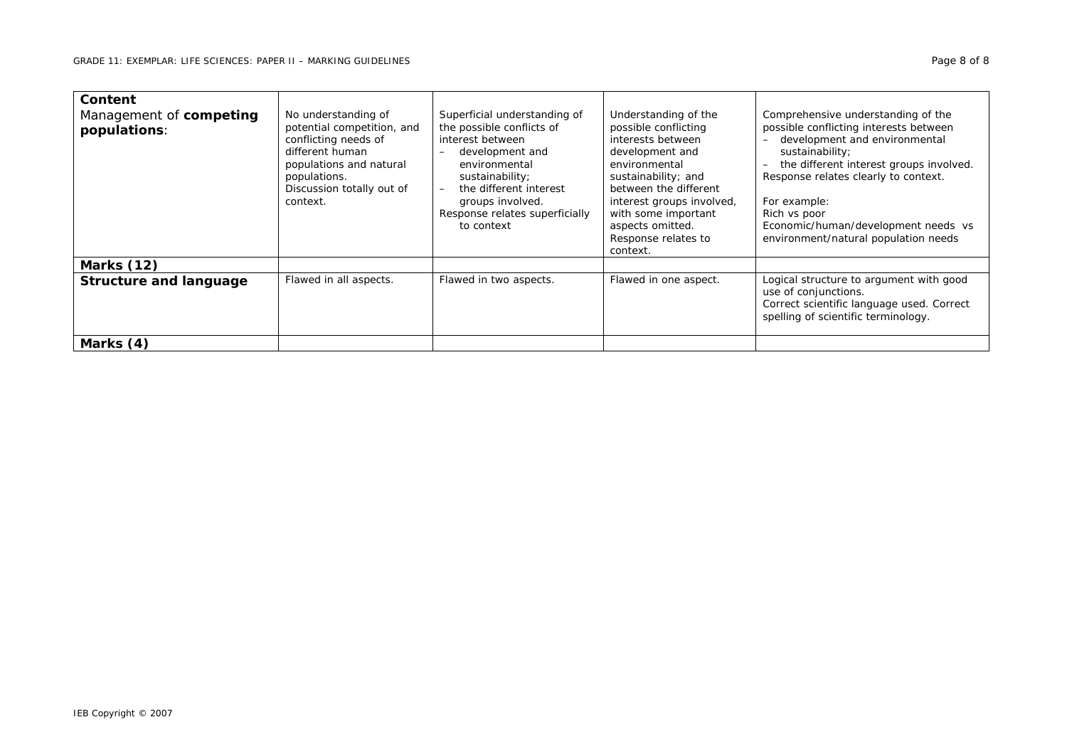| | | | | |
|---|---|---|---|---|
| **Content**<br>Management of **competing populations**: | No understanding of potential competition, and conflicting needs of different human populations and natural populations.<br>Discussion totally out of context. | Superficial understanding of the possible conflicts of interest between<br>– development and environmental sustainability;<br>– the different interest groups involved.<br>Response relates superficially to context | Understanding of the possible conflicting interests between development and environmental sustainability; and between the different interest groups involved, with some important aspects omitted.<br>Response relates to context. | Comprehensive understanding of the possible conflicting interests between<br>– development and environmental sustainability;<br>– the different interest groups involved.<br>Response relates clearly to context.<br><br>For example:<br>Rich vs poor<br>Economic/human/development needs vs environment/natural population needs |
| **Marks (12)** | | | | |
| **Structure and language** | Flawed in all aspects. | Flawed in two aspects. | Flawed in one aspect. | Logical structure to argument with good use of conjunctions.<br>Correct scientific language used. Correct spelling of scientific terminology. |
| **Marks (4)** | | | | |

IEB Copyright © 2007